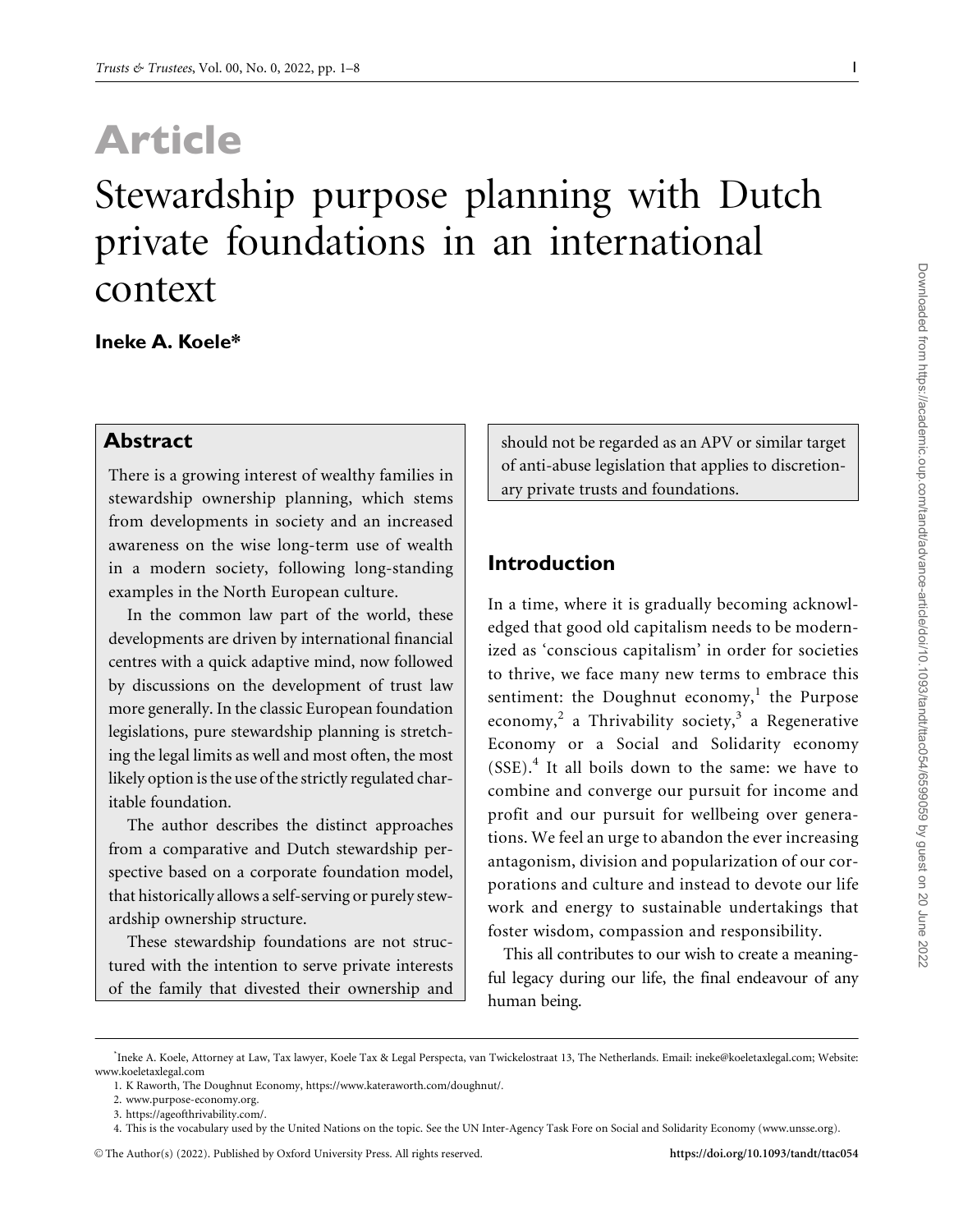# Article

# Stewardship purpose planning with Dutch private foundations in an international context

**Ineke A. Koele***

## Abstract

There is a growing interest of wealthy families in stewardship ownership planning, which stems from developments in society and an increased awareness on the wise long-term use of wealth in a modern society, following long-standing examples in the North European culture.

In the common law part of the world, these developments are driven by international financial centres with a quick adaptive mind, now followed by discussions on the development of trust law more generally. In the classic European foundation legislations, pure stewardship planning is stretching the legal limits as well and most often, the most likely option is the use of the strictly regulated charitable foundation.

The author describes the distinct approaches from a comparative and Dutch stewardship perspective based on a corporate foundation model, that historically allows a self-serving or purely stewardship ownership structure.

These stewardship foundations are not structured with the intention to serve private interests of the family that divested their ownership and should not be regarded as an APV or similar target of anti-abuse legislation that applies to discretionary private trusts and foundations.

## Introduction

In a time, where it is gradually becoming acknowledged that good old capitalism needs to be modernized as 'conscious capitalism' in order for societies to thrive, we face many new terms to embrace this sentiment: the Doughnut economy,[1] the Purpose economy,[2] a Thrivability society,[3] a Regenerative Economy or a Social and Solidarity economy (SSE).[4] It all boils down to the same: we have to combine and converge our pursuit for income and profit and our pursuit for wellbeing over generations. We feel an urge to abandon the ever increasing antagonism, division and popularization of our corporations and culture and instead to devote our life work and energy to sustainable undertakings that foster wisdom, compassion and responsibility.

This all contributes to our wish to create a meaningful legacy during our life, the final endeavour of any human being.

---

*Ineke A. Koele, Attorney at Law, Tax lawyer, Koele Tax & Legal Perspecta, van Twickelostraat 13, The Netherlands. Email: ineke@koeletaxlegal.com; Website: www.koeletaxlegal.com

1. K Raworth, The Doughnut Economy, https://www.kateraworth.com/doughnut/.
2. www.purpose-economy.org.
3. https://ageofthrivability.com/.
4. This is the vocabulary used by the United Nations on the topic. See the UN Inter-Agency Task Fore on Social and Solidarity Economy (www.unsse.org).

© The Author(s) (2022). Published by Oxford University Press. All rights reserved. https://doi.org/10.1093/tandt/ttac054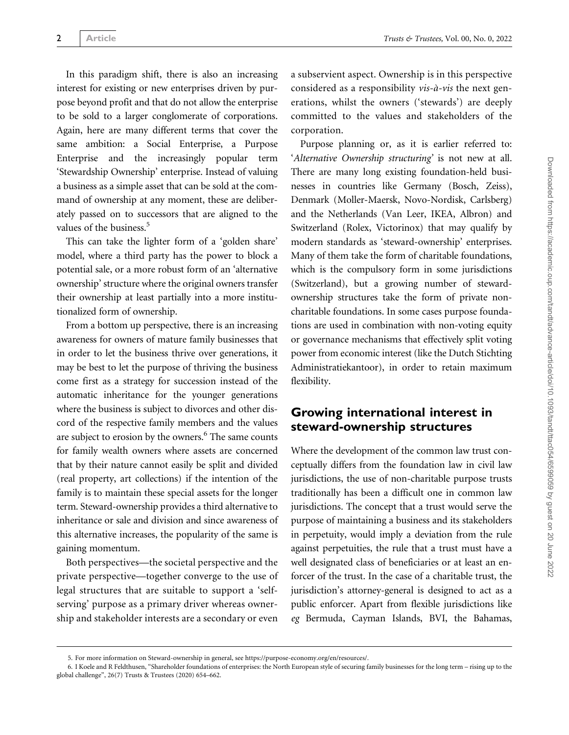In this paradigm shift, there is also an increasing interest for existing or new enterprises driven by purpose beyond profit and that do not allow the enterprise to be sold to a larger conglomerate of corporations. Again, here are many different terms that cover the same ambition: a Social Enterprise, a Purpose Enterprise and the increasingly popular term 'Stewardship Ownership' enterprise. Instead of valuing a business as a simple asset that can be sold at the command of ownership at any moment, these are deliberately passed on to successors that are aligned to the values of the business.[5]

This can take the lighter form of a 'golden share' model, where a third party has the power to block a potential sale, or a more robust form of an 'alternative ownership' structure where the original owners transfer their ownership at least partially into a more institutionalized form of ownership.

From a bottom up perspective, there is an increasing awareness for owners of mature family businesses that in order to let the business thrive over generations, it may be best to let the purpose of thriving the business come first as a strategy for succession instead of the automatic inheritance for the younger generations where the business is subject to divorces and other discord of the respective family members and the values are subject to erosion by the owners.[6] The same counts for family wealth owners where assets are concerned that by their nature cannot easily be split and divided (real property, art collections) if the intention of the family is to maintain these special assets for the longer term. Steward-ownership provides a third alternative to inheritance or sale and division and since awareness of this alternative increases, the popularity of the same is gaining momentum.

Both perspectives—the societal perspective and the private perspective—together converge to the use of legal structures that are suitable to support a 'self-serving' purpose as a primary driver whereas ownership and stakeholder interests are a secondary or even a subservient aspect. Ownership is in this perspective considered as a responsibility *vis-à-vis* the next generations, whilst the owners ('stewards') are deeply committed to the values and stakeholders of the corporation.

Purpose planning or, as it is earlier referred to: '*Alternative Ownership structuring*' is not new at all. There are many long existing foundation-held businesses in countries like Germany (Bosch, Zeiss), Denmark (Moller-Maersk, Novo-Nordisk, Carlsberg) and the Netherlands (Van Leer, IKEA, Albron) and Switzerland (Rolex, Victorinox) that may qualify by modern standards as 'steward-ownership' enterprises. Many of them take the form of charitable foundations, which is the compulsory form in some jurisdictions (Switzerland), but a growing number of steward-ownership structures take the form of private non-charitable foundations. In some cases purpose foundations are used in combination with non-voting equity or governance mechanisms that effectively split voting power from economic interest (like the Dutch Stichting Administratiekantoor), in order to retain maximum flexibility.

## Growing international interest in steward-ownership structures

Where the development of the common law trust conceptually differs from the foundation law in civil law jurisdictions, the use of non-charitable purpose trusts traditionally has been a difficult one in common law jurisdictions. The concept that a trust would serve the purpose of maintaining a business and its stakeholders in perpetuity, would imply a deviation from the rule against perpetuities, the rule that a trust must have a well designated class of beneficiaries or at least an enforcer of the trust. In the case of a charitable trust, the jurisdiction's attorney-general is designed to act as a public enforcer. Apart from flexible jurisdictions like *eg* Bermuda, Cayman Islands, BVI, the Bahamas,

5. For more information on Steward-ownership in general, see https://purpose-economy.org/en/resources/.

6. I Koele and R Feldthusen, "Shareholder foundations of enterprises: the North European style of securing family businesses for the long term – rising up to the global challenge", 26(7) Trusts & Trustees (2020) 654–662.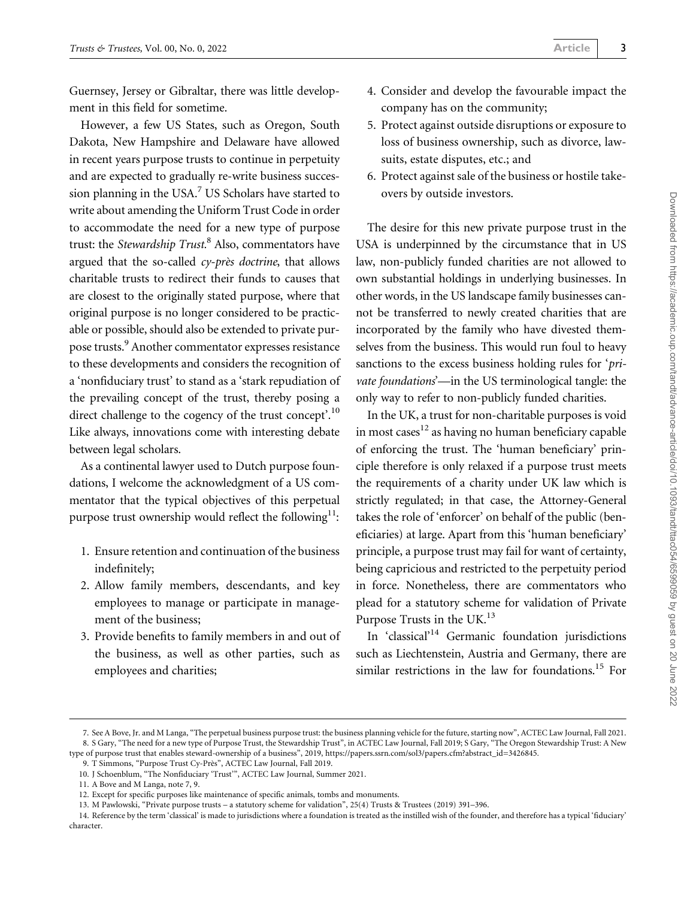Guernsey, Jersey or Gibraltar, there was little development in this field for sometime.

However, a few US States, such as Oregon, South Dakota, New Hampshire and Delaware have allowed in recent years purpose trusts to continue in perpetuity and are expected to gradually re-write business succession planning in the USA.[7] US Scholars have started to write about amending the Uniform Trust Code in order to accommodate the need for a new type of purpose trust: the *Stewardship Trust*.[8] Also, commentators have argued that the so-called *cy-près doctrine*, that allows charitable trusts to redirect their funds to causes that are closest to the originally stated purpose, where that original purpose is no longer considered to be practicable or possible, should also be extended to private purpose trusts.[9] Another commentator expresses resistance to these developments and considers the recognition of a 'nonfiduciary trust' to stand as a 'stark repudiation of the prevailing concept of the trust, thereby posing a direct challenge to the cogency of the trust concept'.[10] Like always, innovations come with interesting debate between legal scholars.

As a continental lawyer used to Dutch purpose foundations, I welcome the acknowledgment of a US commentator that the typical objectives of this perpetual purpose trust ownership would reflect the following[11]:

1. Ensure retention and continuation of the business indefinitely;
2. Allow family members, descendants, and key employees to manage or participate in management of the business;
3. Provide benefits to family members in and out of the business, as well as other parties, such as employees and charities;
4. Consider and develop the favourable impact the company has on the community;
5. Protect against outside disruptions or exposure to loss of business ownership, such as divorce, lawsuits, estate disputes, etc.; and
6. Protect against sale of the business or hostile takeovers by outside investors.

The desire for this new private purpose trust in the USA is underpinned by the circumstance that in US law, non-publicly funded charities are not allowed to own substantial holdings in underlying businesses. In other words, in the US landscape family businesses cannot be transferred to newly created charities that are incorporated by the family who have divested themselves from the business. This would run foul to heavy sanctions to the excess business holding rules for '*private foundations*'—in the US terminological tangle: the only way to refer to non-publicly funded charities.

In the UK, a trust for non-charitable purposes is void in most cases[12] as having no human beneficiary capable of enforcing the trust. The 'human beneficiary' principle therefore is only relaxed if a purpose trust meets the requirements of a charity under UK law which is strictly regulated; in that case, the Attorney-General takes the role of 'enforcer' on behalf of the public (beneficiaries) at large. Apart from this 'human beneficiary' principle, a purpose trust may fail for want of certainty, being capricious and restricted to the perpetuity period in force. Nonetheless, there are commentators who plead for a statutory scheme for validation of Private Purpose Trusts in the UK.[13]

In 'classical'[14] Germanic foundation jurisdictions such as Liechtenstein, Austria and Germany, there are similar restrictions in the law for foundations.[15] For

---

7. See A Bove, Jr. and M Langa, "The perpetual business purpose trust: the business planning vehicle for the future, starting now", ACTEC Law Journal, Fall 2021.
8. S Gary, "The need for a new type of Purpose Trust, the Stewardship Trust", in ACTEC Law Journal, Fall 2019; S Gary, "The Oregon Stewardship Trust: A New type of purpose trust that enables steward-ownership of a business", 2019, https://papers.ssrn.com/sol3/papers.cfm?abstract_id=3426845.
9. T Simmons, "Purpose Trust Cy-Près", ACTEC Law Journal, Fall 2019.
10. J Schoenblum, "The Nonfiduciary 'Trust'", ACTEC Law Journal, Summer 2021.
11. A Bove and M Langa, note 7, 9.
12. Except for specific purposes like maintenance of specific animals, tombs and monuments.
13. M Pawlowski, "Private purpose trusts – a statutory scheme for validation", 25(4) Trusts & Trustees (2019) 391–396.
14. Reference by the term 'classical' is made to jurisdictions where a foundation is treated as the instilled wish of the founder, and therefore has a typical 'fiduciary' character.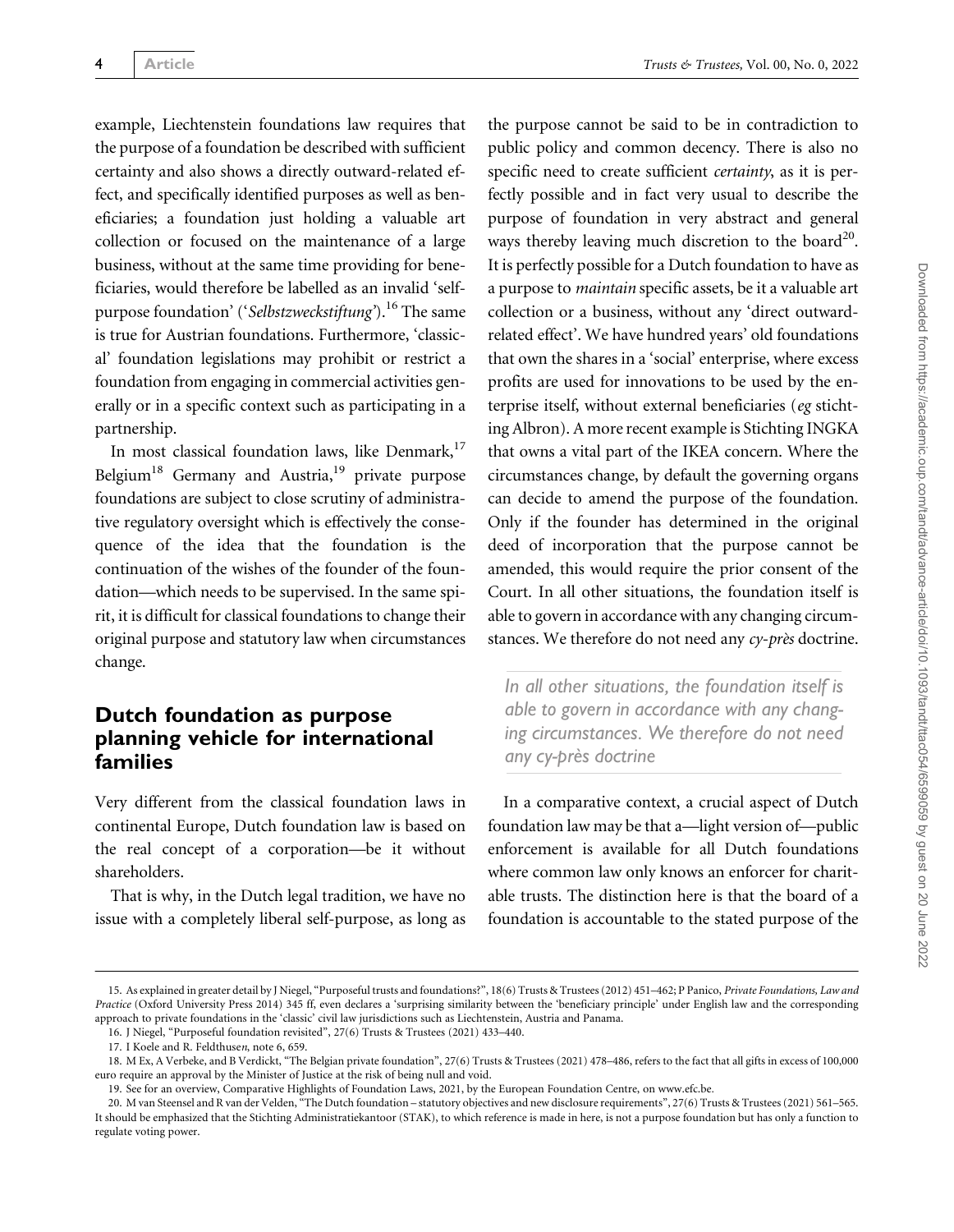example, Liechtenstein foundations law requires that the purpose of a foundation be described with sufficient certainty and also shows a directly outward-related effect, and specifically identified purposes as well as beneficiaries; a foundation just holding a valuable art collection or focused on the maintenance of a large business, without at the same time providing for beneficiaries, would therefore be labelled as an invalid 'self-purpose foundation' ('*Selbstzweckstiftung*').[16] The same is true for Austrian foundations. Furthermore, 'classical' foundation legislations may prohibit or restrict a foundation from engaging in commercial activities generally or in a specific context such as participating in a partnership.

In most classical foundation laws, like Denmark,[17] Belgium[18] Germany and Austria,[19] private purpose foundations are subject to close scrutiny of administrative regulatory oversight which is effectively the consequence of the idea that the foundation is the continuation of the wishes of the founder of the foundation—which needs to be supervised. In the same spirit, it is difficult for classical foundations to change their original purpose and statutory law when circumstances change.

## Dutch foundation as purpose planning vehicle for international families

Very different from the classical foundation laws in continental Europe, Dutch foundation law is based on the real concept of a corporation—be it without shareholders.

That is why, in the Dutch legal tradition, we have no issue with a completely liberal self-purpose, as long as the purpose cannot be said to be in contradiction to public policy and common decency. There is also no specific need to create sufficient *certainty*, as it is perfectly possible and in fact very usual to describe the purpose of foundation in very abstract and general ways thereby leaving much discretion to the board[20]. It is perfectly possible for a Dutch foundation to have as a purpose to *maintain* specific assets, be it a valuable art collection or a business, without any 'direct outward-related effect'. We have hundred years' old foundations that own the shares in a 'social' enterprise, where excess profits are used for innovations to be used by the enterprise itself, without external beneficiaries (*eg* stichting Albron). A more recent example is Stichting INGKA that owns a vital part of the IKEA concern. Where the circumstances change, by default the governing organs can decide to amend the purpose of the foundation. Only if the founder has determined in the original deed of incorporation that the purpose cannot be amended, this would require the prior consent of the Court. In all other situations, the foundation itself is able to govern in accordance with any changing circumstances. We therefore do not need any *cy-près* doctrine.

> *In all other situations, the foundation itself is able to govern in accordance with any changing circumstances. We therefore do not need any cy-près doctrine*

In a comparative context, a crucial aspect of Dutch foundation law may be that a—light version of—public enforcement is available for all Dutch foundations where common law only knows an enforcer for charitable trusts. The distinction here is that the board of a foundation is accountable to the stated purpose of the

---

15. As explained in greater detail by J Niegel, "Purposeful trusts and foundations?", 18(6) Trusts & Trustees (2012) 451–462; P Panico, *Private Foundations, Law and Practice* (Oxford University Press 2014) 345 ff, even declares a 'surprising similarity between the 'beneficiary principle' under English law and the corresponding approach to private foundations in the 'classic' civil law jurisdictions such as Liechtenstein, Austria and Panama.

16. J Niegel, "Purposeful foundation revisited", 27(6) Trusts & Trustees (2021) 433–440.

17. I Koele and R. Feldthuse*n*, note 6, 659.

18. M Ex, A Verbeke, and B Verdickt, "The Belgian private foundation", 27(6) Trusts & Trustees (2021) 478–486, refers to the fact that all gifts in excess of 100,000 euro require an approval by the Minister of Justice at the risk of being null and void.

19. See for an overview, Comparative Highlights of Foundation Laws, 2021, by the European Foundation Centre, on www.efc.be.

20. M van Steensel and R van der Velden, "The Dutch foundation – statutory objectives and new disclosure requirements", 27(6) Trusts & Trustees (2021) 561–565. It should be emphasized that the Stichting Administratiekantoor (STAK), to which reference is made in here, is not a purpose foundation but has only a function to regulate voting power.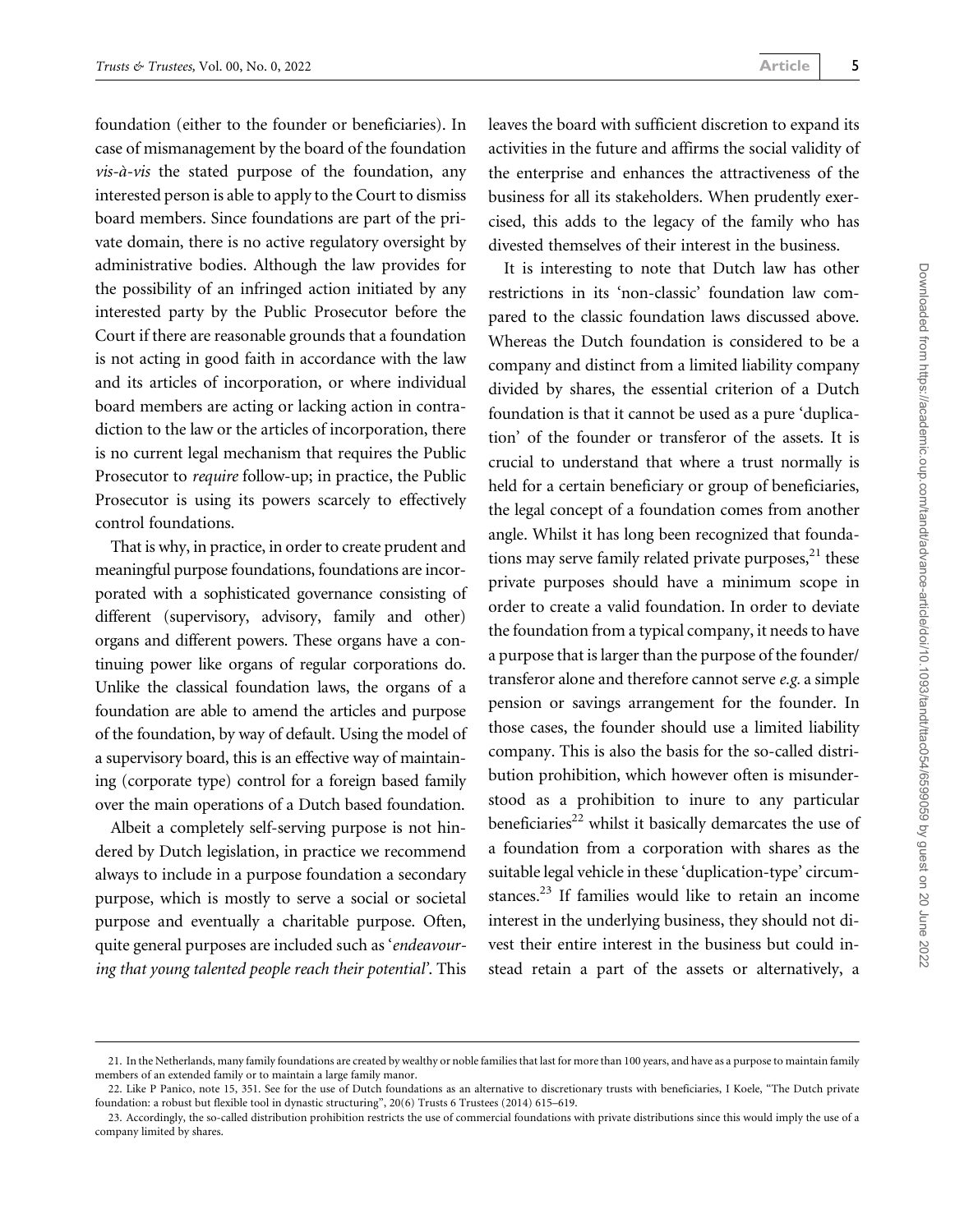foundation (either to the founder or beneficiaries). In case of mismanagement by the board of the foundation *vis-à-vis* the stated purpose of the foundation, any interested person is able to apply to the Court to dismiss board members. Since foundations are part of the private domain, there is no active regulatory oversight by administrative bodies. Although the law provides for the possibility of an infringed action initiated by any interested party by the Public Prosecutor before the Court if there are reasonable grounds that a foundation is not acting in good faith in accordance with the law and its articles of incorporation, or where individual board members are acting or lacking action in contradiction to the law or the articles of incorporation, there is no current legal mechanism that requires the Public Prosecutor to *require* follow-up; in practice, the Public Prosecutor is using its powers scarcely to effectively control foundations.

That is why, in practice, in order to create prudent and meaningful purpose foundations, foundations are incorporated with a sophisticated governance consisting of different (supervisory, advisory, family and other) organs and different powers. These organs have a continuing power like organs of regular corporations do. Unlike the classical foundation laws, the organs of a foundation are able to amend the articles and purpose of the foundation, by way of default. Using the model of a supervisory board, this is an effective way of maintaining (corporate type) control for a foreign based family over the main operations of a Dutch based foundation.

Albeit a completely self-serving purpose is not hindered by Dutch legislation, in practice we recommend always to include in a purpose foundation a secondary purpose, which is mostly to serve a social or societal purpose and eventually a charitable purpose. Often, quite general purposes are included such as '*endeavouring that young talented people reach their potential*'. This leaves the board with sufficient discretion to expand its activities in the future and affirms the social validity of the enterprise and enhances the attractiveness of the business for all its stakeholders. When prudently exercised, this adds to the legacy of the family who has divested themselves of their interest in the business.

It is interesting to note that Dutch law has other restrictions in its 'non-classic' foundation law compared to the classic foundation laws discussed above. Whereas the Dutch foundation is considered to be a company and distinct from a limited liability company divided by shares, the essential criterion of a Dutch foundation is that it cannot be used as a pure 'duplication' of the founder or transferor of the assets. It is crucial to understand that where a trust normally is held for a certain beneficiary or group of beneficiaries, the legal concept of a foundation comes from another angle. Whilst it has long been recognized that foundations may serve family related private purposes,[21] these private purposes should have a minimum scope in order to create a valid foundation. In order to deviate the foundation from a typical company, it needs to have a purpose that is larger than the purpose of the founder/transferor alone and therefore cannot serve *e.g.* a simple pension or savings arrangement for the founder. In those cases, the founder should use a limited liability company. This is also the basis for the so-called distribution prohibition, which however often is misunderstood as a prohibition to inure to any particular beneficiaries[22] whilst it basically demarcates the use of a foundation from a corporation with shares as the suitable legal vehicle in these 'duplication-type' circumstances.[23] If families would like to retain an income interest in the underlying business, they should not divest their entire interest in the business but could instead retain a part of the assets or alternatively, a

---

21. In the Netherlands, many family foundations are created by wealthy or noble families that last for more than 100 years, and have as a purpose to maintain family members of an extended family or to maintain a large family manor.

22. Like P Panico, note 15, 351. See for the use of Dutch foundations as an alternative to discretionary trusts with beneficiaries, I Koele, "The Dutch private foundation: a robust but flexible tool in dynastic structuring", 20(6) Trusts 6 Trustees (2014) 615–619.

23. Accordingly, the so-called distribution prohibition restricts the use of commercial foundations with private distributions since this would imply the use of a company limited by shares.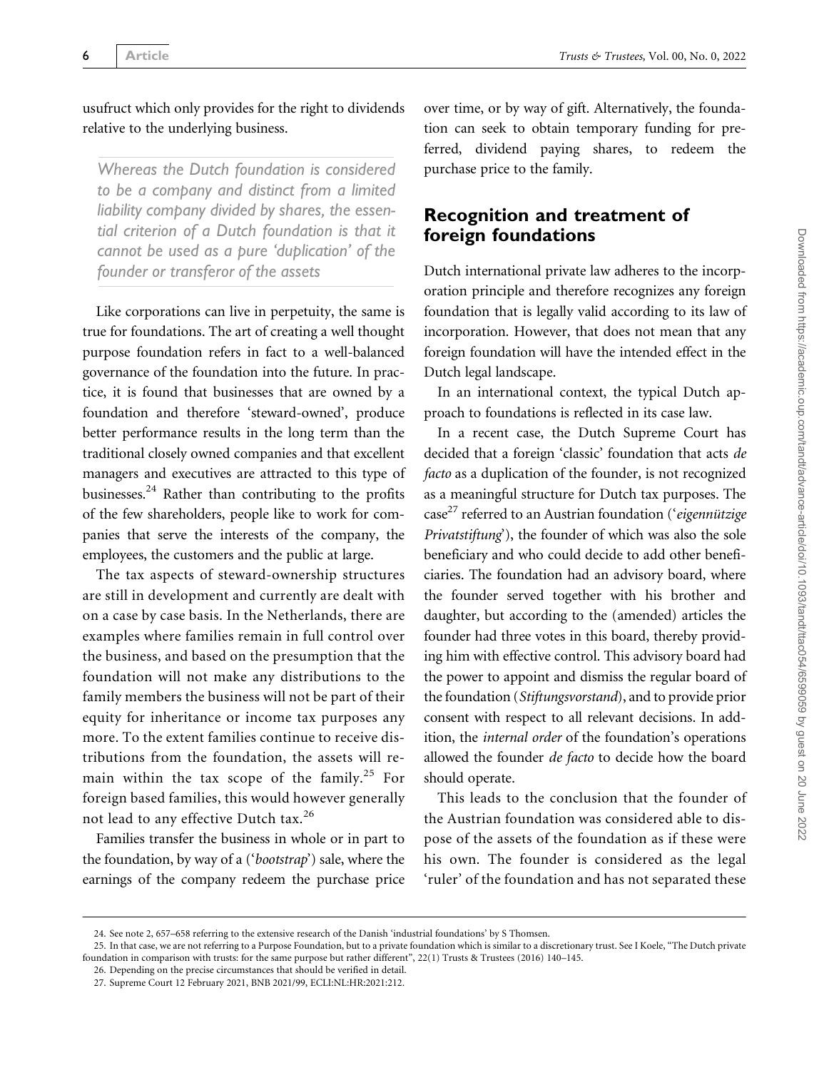usufruct which only provides for the right to dividends relative to the underlying business.

*Whereas the Dutch foundation is considered to be a company and distinct from a limited liability company divided by shares, the essential criterion of a Dutch foundation is that it cannot be used as a pure 'duplication' of the founder or transferor of the assets*

Like corporations can live in perpetuity, the same is true for foundations. The art of creating a well thought purpose foundation refers in fact to a well-balanced governance of the foundation into the future. In practice, it is found that businesses that are owned by a foundation and therefore 'steward-owned', produce better performance results in the long term than the traditional closely owned companies and that excellent managers and executives are attracted to this type of businesses.[24] Rather than contributing to the profits of the few shareholders, people like to work for companies that serve the interests of the company, the employees, the customers and the public at large.

The tax aspects of steward-ownership structures are still in development and currently are dealt with on a case by case basis. In the Netherlands, there are examples where families remain in full control over the business, and based on the presumption that the foundation will not make any distributions to the family members the business will not be part of their equity for inheritance or income tax purposes any more. To the extent families continue to receive distributions from the foundation, the assets will remain within the tax scope of the family.[25] For foreign based families, this would however generally not lead to any effective Dutch tax.[26]

Families transfer the business in whole or in part to the foundation, by way of a ('*bootstrap*') sale, where the earnings of the company redeem the purchase price over time, or by way of gift. Alternatively, the foundation can seek to obtain temporary funding for preferred, dividend paying shares, to redeem the purchase price to the family.

## Recognition and treatment of foreign foundations

Dutch international private law adheres to the incorporation principle and therefore recognizes any foreign foundation that is legally valid according to its law of incorporation. However, that does not mean that any foreign foundation will have the intended effect in the Dutch legal landscape.

In an international context, the typical Dutch approach to foundations is reflected in its case law.

In a recent case, the Dutch Supreme Court has decided that a foreign 'classic' foundation that acts *de facto* as a duplication of the founder, is not recognized as a meaningful structure for Dutch tax purposes. The case[27] referred to an Austrian foundation ('*eigennützige Privatstiftung*'), the founder of which was also the sole beneficiary and who could decide to add other beneficiaries. The foundation had an advisory board, where the founder served together with his brother and daughter, but according to the (amended) articles the founder had three votes in this board, thereby providing him with effective control. This advisory board had the power to appoint and dismiss the regular board of the foundation (*Stiftungsvorstand*), and to provide prior consent with respect to all relevant decisions. In addition, the *internal order* of the foundation's operations allowed the founder *de facto* to decide how the board should operate.

This leads to the conclusion that the founder of the Austrian foundation was considered able to dispose of the assets of the foundation as if these were his own. The founder is considered as the legal 'ruler' of the foundation and has not separated these

24. See note 2, 657–658 referring to the extensive research of the Danish 'industrial foundations' by S Thomsen.

25. In that case, we are not referring to a Purpose Foundation, but to a private foundation which is similar to a discretionary trust. See I Koele, "The Dutch private foundation in comparison with trusts: for the same purpose but rather different", 22(1) Trusts & Trustees (2016) 140–145.

26. Depending on the precise circumstances that should be verified in detail.

27. Supreme Court 12 February 2021, BNB 2021/99, ECLI:NL:HR:2021:212.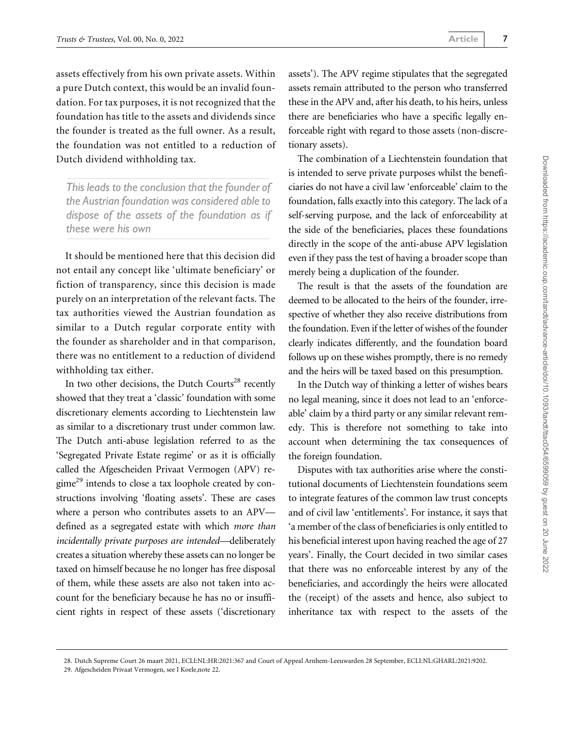assets effectively from his own private assets. Within a pure Dutch context, this would be an invalid foundation. For tax purposes, it is not recognized that the foundation has title to the assets and dividends since the founder is treated as the full owner. As a result, the foundation was not entitled to a reduction of Dutch dividend withholding tax.

> *This leads to the conclusion that the founder of the Austrian foundation was considered able to dispose of the assets of the foundation as if these were his own*

It should be mentioned here that this decision did not entail any concept like 'ultimate beneficiary' or fiction of transparency, since this decision is made purely on an interpretation of the relevant facts. The tax authorities viewed the Austrian foundation as similar to a Dutch regular corporate entity with the founder as shareholder and in that comparison, there was no entitlement to a reduction of dividend withholding tax either.

In two other decisions, the Dutch Courts[28] recently showed that they treat a 'classic' foundation with some discretionary elements according to Liechtenstein law as similar to a discretionary trust under common law. The Dutch anti-abuse legislation referred to as the 'Segregated Private Estate regime' or as it is officially called the Afgescheiden Privaat Vermogen (APV) regime[29] intends to close a tax loophole created by constructions involving 'floating assets'. These are cases where a person who contributes assets to an APV—defined as a segregated estate with which *more than incidentally private purposes are intended*—deliberately creates a situation whereby these assets can no longer be taxed on himself because he no longer has free disposal of them, while these assets are also not taken into account for the beneficiary because he has no or insufficient rights in respect of these assets ('discretionary assets'). The APV regime stipulates that the segregated assets remain attributed to the person who transferred these in the APV and, after his death, to his heirs, unless there are beneficiaries who have a specific legally enforceable right with regard to those assets (non-discretionary assets).

The combination of a Liechtenstein foundation that is intended to serve private purposes whilst the beneficiaries do not have a civil law 'enforceable' claim to the foundation, falls exactly into this category. The lack of a self-serving purpose, and the lack of enforceability at the side of the beneficiaries, places these foundations directly in the scope of the anti-abuse APV legislation even if they pass the test of having a broader scope than merely being a duplication of the founder.

The result is that the assets of the foundation are deemed to be allocated to the heirs of the founder, irrespective of whether they also receive distributions from the foundation. Even if the letter of wishes of the founder clearly indicates differently, and the foundation board follows up on these wishes promptly, there is no remedy and the heirs will be taxed based on this presumption.

In the Dutch way of thinking a letter of wishes bears no legal meaning, since it does not lead to an 'enforceable' claim by a third party or any similar relevant remedy. This is therefore not something to take into account when determining the tax consequences of the foreign foundation.

Disputes with tax authorities arise where the constitutional documents of Liechtenstein foundations seem to integrate features of the common law trust concepts and of civil law 'entitlements'. For instance, it says that 'a member of the class of beneficiaries is only entitled to his beneficial interest upon having reached the age of 27 years'. Finally, the Court decided in two similar cases that there was no enforceable interest by any of the beneficiaries, and accordingly the heirs were allocated the (receipt) of the assets and hence, also subject to inheritance tax with respect to the assets of the

---

28. Dutch Supreme Court 26 maart 2021, ECLI:NL:HR:2021:367 and Court of Appeal Arnhem-Leeuwarden 28 September, ECLI:NL:GHARL:2021:9202.
29. Afgescheiden Privaat Vermogen, see I Koele,note 22.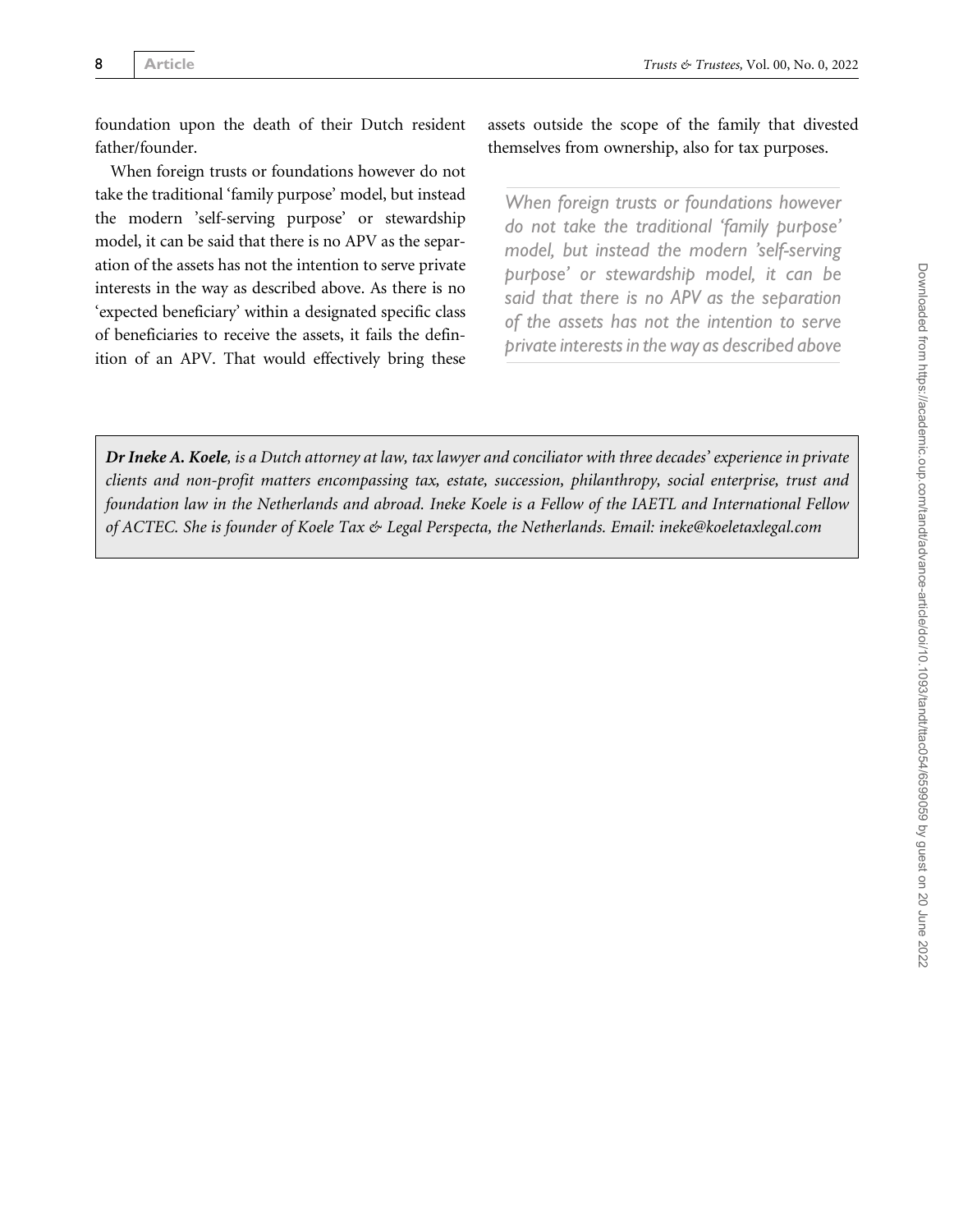foundation upon the death of their Dutch resident father/founder.

When foreign trusts or foundations however do not take the traditional 'family purpose' model, but instead the modern 'self-serving purpose' or stewardship model, it can be said that there is no APV as the separation of the assets has not the intention to serve private interests in the way as described above. As there is no 'expected beneficiary' within a designated specific class of beneficiaries to receive the assets, it fails the definition of an APV. That would effectively bring these assets outside the scope of the family that divested themselves from ownership, also for tax purposes.

> *When foreign trusts or foundations however do not take the traditional 'family purpose' model, but instead the modern 'self-serving purpose' or stewardship model, it can be said that there is no APV as the separation of the assets has not the intention to serve private interests in the way as described above*

***Dr Ineke A. Koele**, is a Dutch attorney at law, tax lawyer and conciliator with three decades' experience in private clients and non-profit matters encompassing tax, estate, succession, philanthropy, social enterprise, trust and foundation law in the Netherlands and abroad. Ineke Koele is a Fellow of the IAETL and International Fellow of ACTEC. She is founder of Koele Tax & Legal Perspecta, the Netherlands. Email: ineke@koeletaxlegal.com*